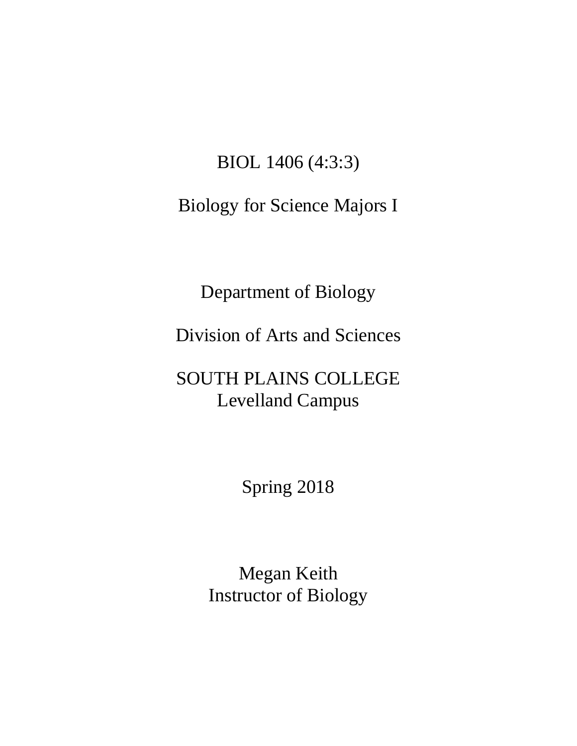BIOL 1406 (4:3:3)

Biology for Science Majors I

Department of Biology

Division of Arts and Sciences

SOUTH PLAINS COLLEGE
Levelland Campus

Spring 2018

Megan Keith
Instructor of Biology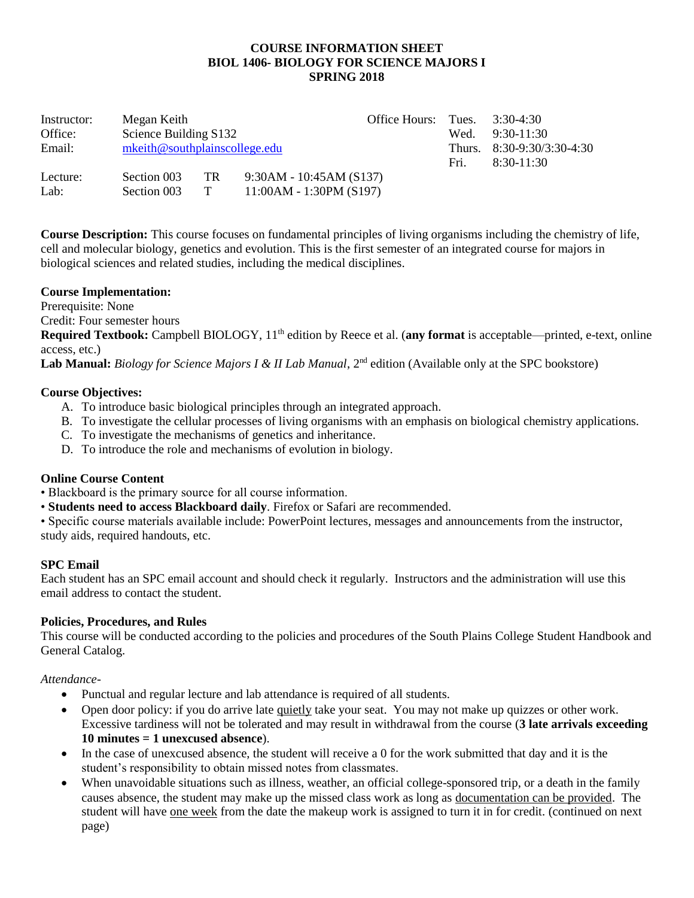## COURSE INFORMATION SHEET
## BIOL 1406- BIOLOGY FOR SCIENCE MAJORS I
## SPRING 2018

| | | | | | | |
|---|---|---|---|---|---|---|
| Instructor: | Megan Keith | | | Office Hours: | Tues. | 3:30-4:30 |
| Office: | Science Building S132 | | | | Wed. | 9:30-11:30 |
| Email: | mkeith@southplainscollege.edu | | | | Thurs. | 8:30-9:30/3:30-4:30 |
| | | | | | Fri. | 8:30-11:30 |
| Lecture: | Section 003 | TR | 9:30AM - 10:45AM (S137) | | | |
| Lab: | Section 003 | T | 11:00AM - 1:30PM (S197) | | | |

**Course Description:** This course focuses on fundamental principles of living organisms including the chemistry of life, cell and molecular biology, genetics and evolution. This is the first semester of an integrated course for majors in biological sciences and related studies, including the medical disciplines.

**Course Implementation:**
Prerequisite: None
Credit: Four semester hours
**Required Textbook:** Campbell BIOLOGY, 11th edition by Reece et al. (**any format** is acceptable—printed, e-text, online access, etc.)
**Lab Manual:** *Biology for Science Majors I & II Lab Manual*, 2nd edition (Available only at the SPC bookstore)

**Course Objectives:**

A. To introduce basic biological principles through an integrated approach.
B. To investigate the cellular processes of living organisms with an emphasis on biological chemistry applications.
C. To investigate the mechanisms of genetics and inheritance.
D. To introduce the role and mechanisms of evolution in biology.

**Online Course Content**

- Blackboard is the primary source for all course information.
- **Students need to access Blackboard daily**. Firefox or Safari are recommended.
- Specific course materials available include: PowerPoint lectures, messages and announcements from the instructor, study aids, required handouts, etc.

**SPC Email**

Each student has an SPC email account and should check it regularly. Instructors and the administration will use this email address to contact the student.

**Policies, Procedures, and Rules**

This course will be conducted according to the policies and procedures of the South Plains College Student Handbook and General Catalog.

*Attendance-*

- Punctual and regular lecture and lab attendance is required of all students.
- Open door policy: if you do arrive late quietly take your seat. You may not make up quizzes or other work. Excessive tardiness will not be tolerated and may result in withdrawal from the course (**3 late arrivals exceeding 10 minutes = 1 unexcused absence**).
- In the case of unexcused absence, the student will receive a 0 for the work submitted that day and it is the student's responsibility to obtain missed notes from classmates.
- When unavoidable situations such as illness, weather, an official college-sponsored trip, or a death in the family causes absence, the student may make up the missed class work as long as documentation can be provided. The student will have one week from the date the makeup work is assigned to turn it in for credit. (continued on next page)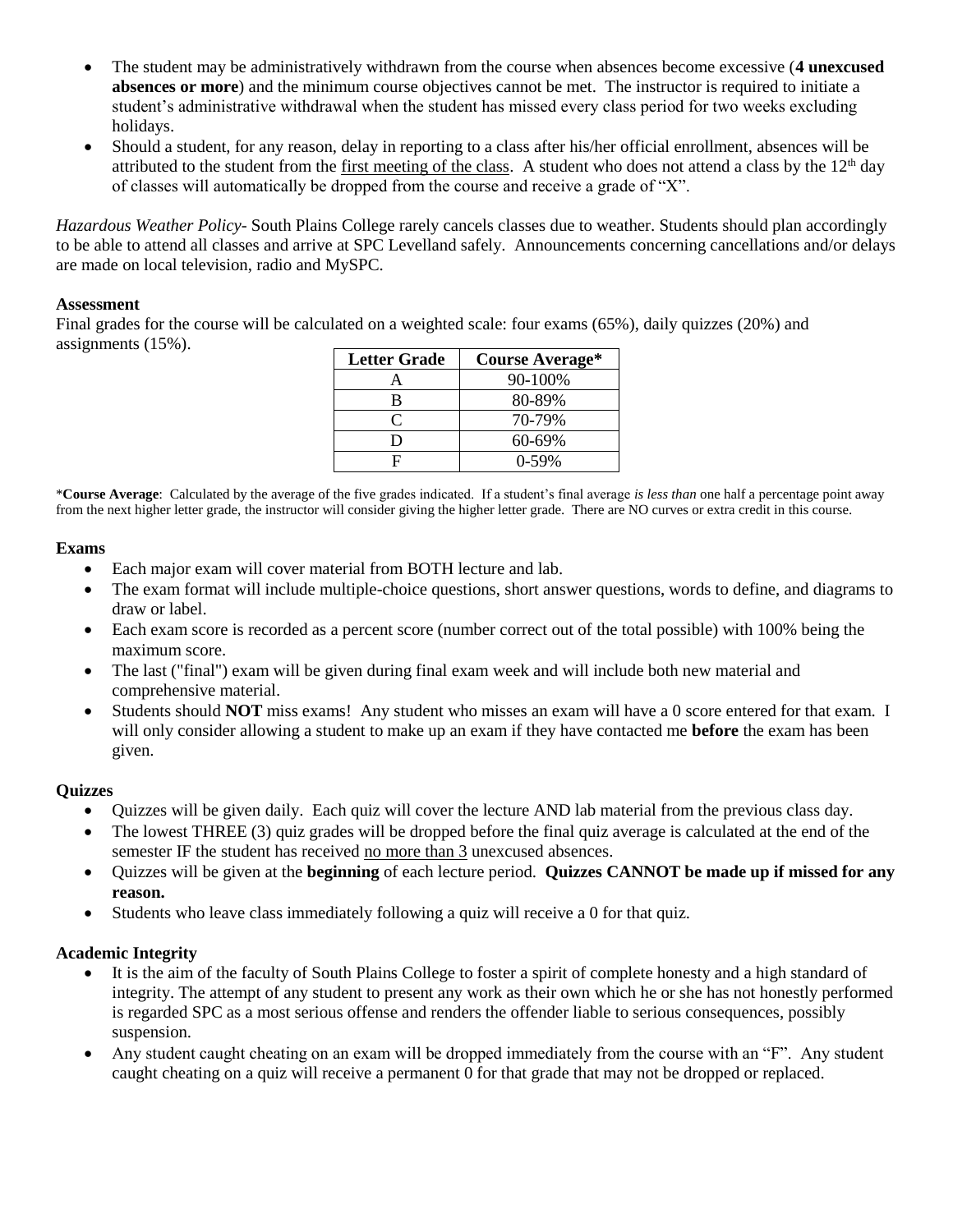- The student may be administratively withdrawn from the course when absences become excessive (**4 unexcused absences or more**) and the minimum course objectives cannot be met. The instructor is required to initiate a student's administrative withdrawal when the student has missed every class period for two weeks excluding holidays.
- Should a student, for any reason, delay in reporting to a class after his/her official enrollment, absences will be attributed to the student from the first meeting of the class. A student who does not attend a class by the 12th day of classes will automatically be dropped from the course and receive a grade of "X".

*Hazardous Weather Policy*- South Plains College rarely cancels classes due to weather. Students should plan accordingly to be able to attend all classes and arrive at SPC Levelland safely. Announcements concerning cancellations and/or delays are made on local television, radio and MySPC.

**Assessment**

Final grades for the course will be calculated on a weighted scale: four exams (65%), daily quizzes (20%) and assignments (15%).

| Letter Grade | Course Average* |
|---|---|
| A | 90-100% |
| B | 80-89% |
| C | 70-79% |
| D | 60-69% |
| F | 0-59% |

***Course Average**: Calculated by the average of the five grades indicated. If a student's final average *is less than* one half a percentage point away from the next higher letter grade, the instructor will consider giving the higher letter grade. There are NO curves or extra credit in this course.

**Exams**

- Each major exam will cover material from BOTH lecture and lab.
- The exam format will include multiple-choice questions, short answer questions, words to define, and diagrams to draw or label.
- Each exam score is recorded as a percent score (number correct out of the total possible) with 100% being the maximum score.
- The last ("final") exam will be given during final exam week and will include both new material and comprehensive material.
- Students should **NOT** miss exams! Any student who misses an exam will have a 0 score entered for that exam. I will only consider allowing a student to make up an exam if they have contacted me **before** the exam has been given.

**Quizzes**

- Quizzes will be given daily. Each quiz will cover the lecture AND lab material from the previous class day.
- The lowest THREE (3) quiz grades will be dropped before the final quiz average is calculated at the end of the semester IF the student has received no more than 3 unexcused absences.
- Quizzes will be given at the **beginning** of each lecture period. **Quizzes CANNOT be made up if missed for any reason.**
- Students who leave class immediately following a quiz will receive a 0 for that quiz.

**Academic Integrity**

- It is the aim of the faculty of South Plains College to foster a spirit of complete honesty and a high standard of integrity. The attempt of any student to present any work as their own which he or she has not honestly performed is regarded SPC as a most serious offense and renders the offender liable to serious consequences, possibly suspension.
- Any student caught cheating on an exam will be dropped immediately from the course with an "F". Any student caught cheating on a quiz will receive a permanent 0 for that grade that may not be dropped or replaced.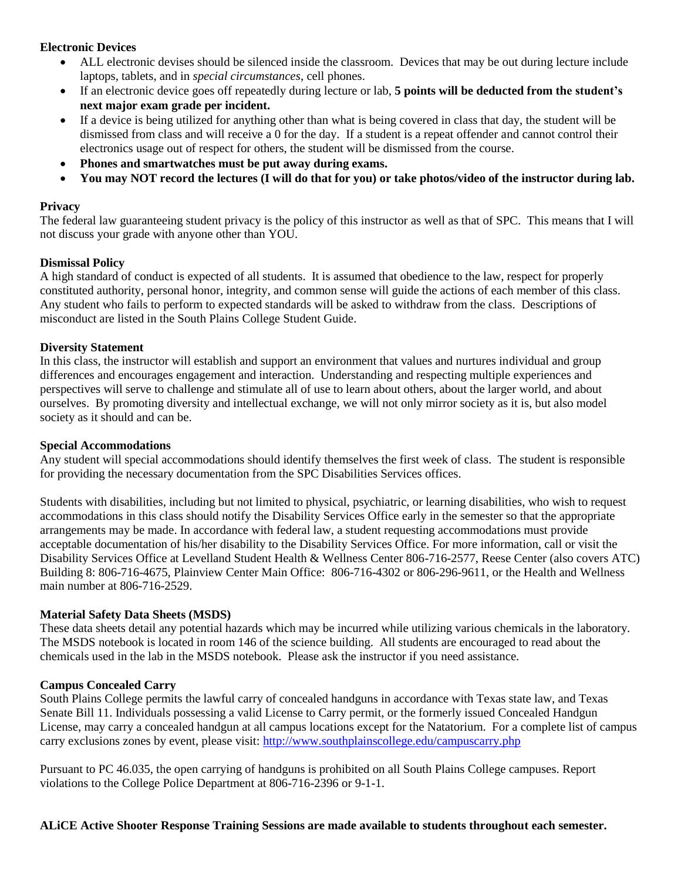**Electronic Devices**

- ALL electronic devises should be silenced inside the classroom. Devices that may be out during lecture include laptops, tablets, and in *special circumstances*, cell phones.
- If an electronic device goes off repeatedly during lecture or lab, **5 points will be deducted from the student's next major exam grade per incident.**
- If a device is being utilized for anything other than what is being covered in class that day, the student will be dismissed from class and will receive a 0 for the day. If a student is a repeat offender and cannot control their electronics usage out of respect for others, the student will be dismissed from the course.
- **Phones and smartwatches must be put away during exams.**
- **You may NOT record the lectures (I will do that for you) or take photos/video of the instructor during lab.**

**Privacy**

The federal law guaranteeing student privacy is the policy of this instructor as well as that of SPC. This means that I will not discuss your grade with anyone other than YOU.

**Dismissal Policy**

A high standard of conduct is expected of all students. It is assumed that obedience to the law, respect for properly constituted authority, personal honor, integrity, and common sense will guide the actions of each member of this class. Any student who fails to perform to expected standards will be asked to withdraw from the class. Descriptions of misconduct are listed in the South Plains College Student Guide.

**Diversity Statement**

In this class, the instructor will establish and support an environment that values and nurtures individual and group differences and encourages engagement and interaction. Understanding and respecting multiple experiences and perspectives will serve to challenge and stimulate all of use to learn about others, about the larger world, and about ourselves. By promoting diversity and intellectual exchange, we will not only mirror society as it is, but also model society as it should and can be.

**Special Accommodations**

Any student will special accommodations should identify themselves the first week of class. The student is responsible for providing the necessary documentation from the SPC Disabilities Services offices.

Students with disabilities, including but not limited to physical, psychiatric, or learning disabilities, who wish to request accommodations in this class should notify the Disability Services Office early in the semester so that the appropriate arrangements may be made. In accordance with federal law, a student requesting accommodations must provide acceptable documentation of his/her disability to the Disability Services Office. For more information, call or visit the Disability Services Office at Levelland Student Health & Wellness Center 806-716-2577, Reese Center (also covers ATC) Building 8: 806-716-4675, Plainview Center Main Office: 806-716-4302 or 806-296-9611, or the Health and Wellness main number at 806-716-2529.

**Material Safety Data Sheets (MSDS)**

These data sheets detail any potential hazards which may be incurred while utilizing various chemicals in the laboratory. The MSDS notebook is located in room 146 of the science building. All students are encouraged to read about the chemicals used in the lab in the MSDS notebook. Please ask the instructor if you need assistance.

**Campus Concealed Carry**

South Plains College permits the lawful carry of concealed handguns in accordance with Texas state law, and Texas Senate Bill 11. Individuals possessing a valid License to Carry permit, or the formerly issued Concealed Handgun License, may carry a concealed handgun at all campus locations except for the Natatorium. For a complete list of campus carry exclusions zones by event, please visit: http://www.southplainscollege.edu/campuscarry.php

Pursuant to PC 46.035, the open carrying of handguns is prohibited on all South Plains College campuses. Report violations to the College Police Department at 806-716-2396 or 9-1-1.

**ALiCE Active Shooter Response Training Sessions are made available to students throughout each semester.**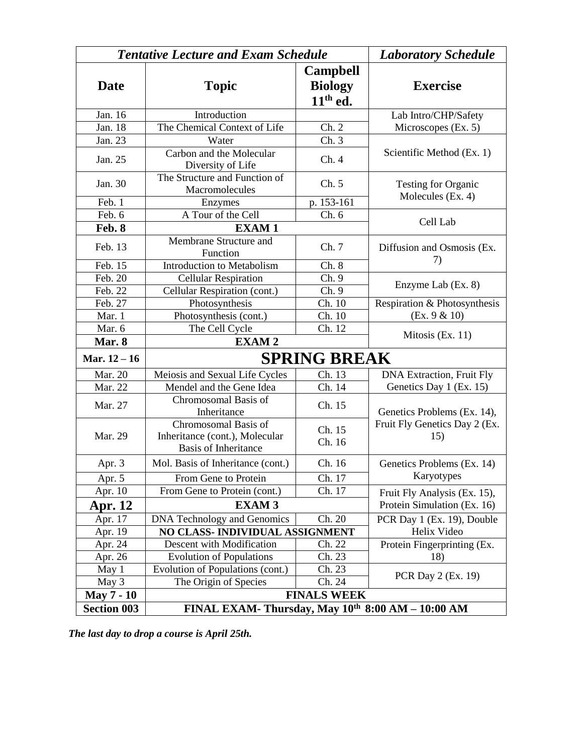| *Tentative Lecture and Exam Schedule* | | | *Laboratory Schedule* |
|---|---|---|---|
| **Date** | **Topic** | **Campbell Biology 11th ed.** | **Exercise** |
| Jan. 16 | Introduction | | Lab Intro/CHP/Safety Microscopes (Ex. 5) |
| Jan. 18 | The Chemical Context of Life | Ch. 2 | |
| Jan. 23 | Water | Ch. 3 | Scientific Method (Ex. 1) |
| Jan. 25 | Carbon and the Molecular Diversity of Life | Ch. 4 | |
| Jan. 30 | The Structure and Function of Macromolecules | Ch. 5 | Testing for Organic Molecules (Ex. 4) |
| Feb. 1 | Enzymes | p. 153-161 | |
| Feb. 6 | A Tour of the Cell | Ch. 6 | Cell Lab |
| **Feb. 8** | **EXAM 1** | | |
| Feb. 13 | Membrane Structure and Function | Ch. 7 | Diffusion and Osmosis (Ex. 7) |
| Feb. 15 | Introduction to Metabolism | Ch. 8 | |
| Feb. 20 | Cellular Respiration | Ch. 9 | Enzyme Lab (Ex. 8) |
| Feb. 22 | Cellular Respiration (cont.) | Ch. 9 | |
| Feb. 27 | Photosynthesis | Ch. 10 | Respiration & Photosynthesis (Ex. 9 & 10) |
| Mar. 1 | Photosynthesis (cont.) | Ch. 10 | |
| Mar. 6 | The Cell Cycle | Ch. 12 | Mitosis (Ex. 11) |
| **Mar. 8** | **EXAM 2** | | |
| **Mar. 12 – 16** | **SPRING BREAK** | | |
| Mar. 20 | Meiosis and Sexual Life Cycles | Ch. 13 | DNA Extraction, Fruit Fly Genetics Day 1 (Ex. 15) |
| Mar. 22 | Mendel and the Gene Idea | Ch. 14 | |
| Mar. 27 | Chromosomal Basis of Inheritance | Ch. 15 | Genetics Problems (Ex. 14), Fruit Fly Genetics Day 2 (Ex. 15) |
| Mar. 29 | Chromosomal Basis of Inheritance (cont.), Molecular Basis of Inheritance | Ch. 15 Ch. 16 | |
| Apr. 3 | Mol. Basis of Inheritance (cont.) | Ch. 16 | Genetics Problems (Ex. 14) Karyotypes |
| Apr. 5 | From Gene to Protein | Ch. 17 | |
| Apr. 10 | From Gene to Protein (cont.) | Ch. 17 | Fruit Fly Analysis (Ex. 15), Protein Simulation (Ex. 16) |
| **Apr. 12** | **EXAM 3** | | |
| Apr. 17 | DNA Technology and Genomics | Ch. 20 | PCR Day 1 (Ex. 19), Double Helix Video |
| Apr. 19 | **NO CLASS- INDIVIDUAL ASSIGNMENT** | | |
| Apr. 24 | Descent with Modification | Ch. 22 | Protein Fingerprinting (Ex. 18) |
| Apr. 26 | Evolution of Populations | Ch. 23 | |
| May 1 | Evolution of Populations (cont.) | Ch. 23 | PCR Day 2 (Ex. 19) |
| May 3 | The Origin of Species | Ch. 24 | |
| **May 7 - 10** | **FINALS WEEK** | | |
| **Section 003** | **FINAL EXAM- Thursday, May 10th 8:00 AM – 10:00 AM** | | |

***The last day to drop a course is April 25th.***